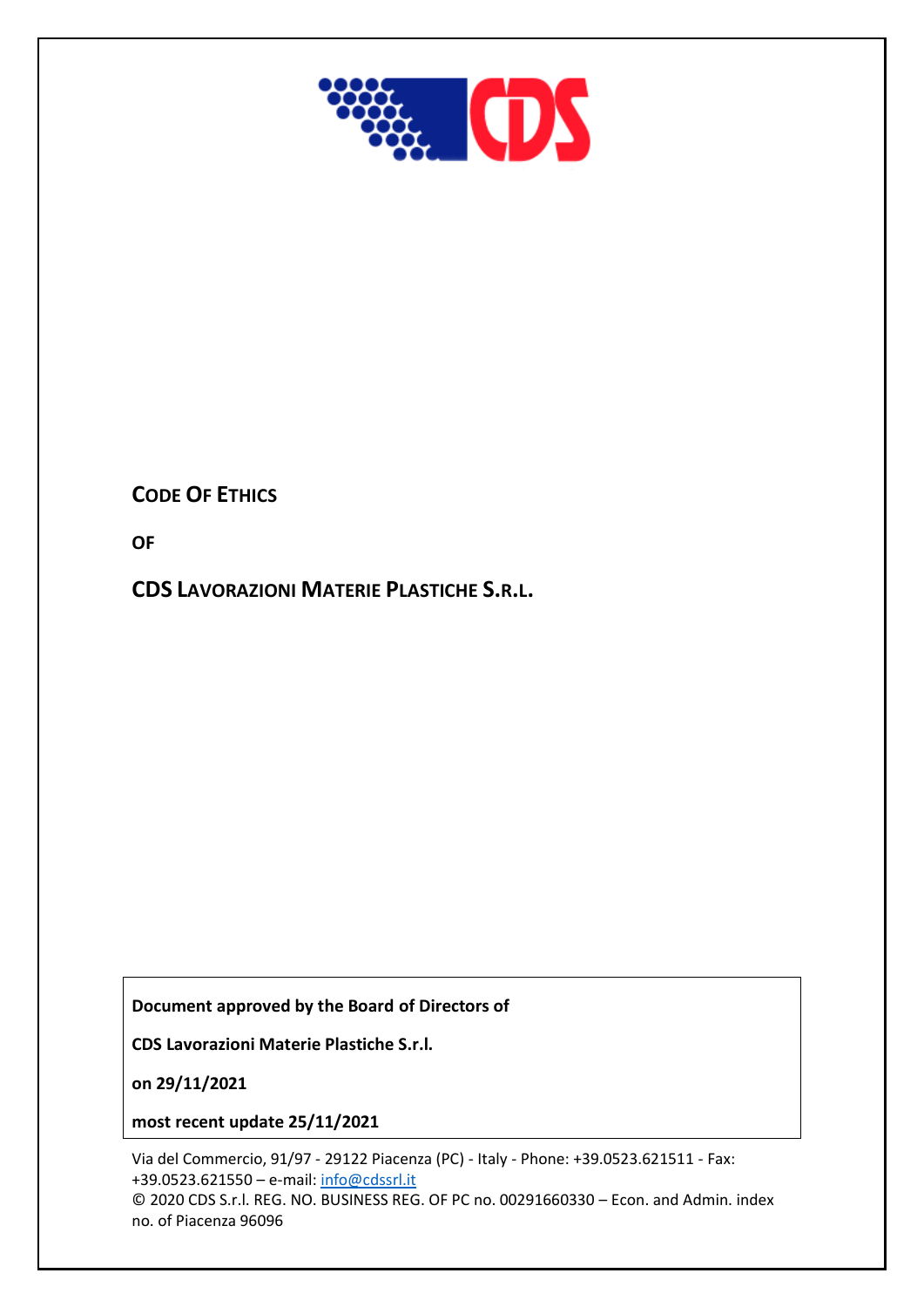# CODE OF ETHICS

**OF**

## CDS LAVORAZIONI MATERIE PLASTICHE S.R.L.

**Document approved by the Board of Directors of**

**CDS Lavorazioni Materie Plastiche S.r.l.**

**on 29/11/2021**

**most recent update 25/11/2021**

Via del Commercio, 91/97 - 29122 Piacenza (PC) - Italy - Phone: +39.0523.621511 - Fax: +39.0523.621550 – e-mail: info@cdssrl.it
© 2020 CDS S.r.l. REG. NO. BUSINESS REG. OF PC no. 00291660330 – Econ. and Admin. index no. of Piacenza 96096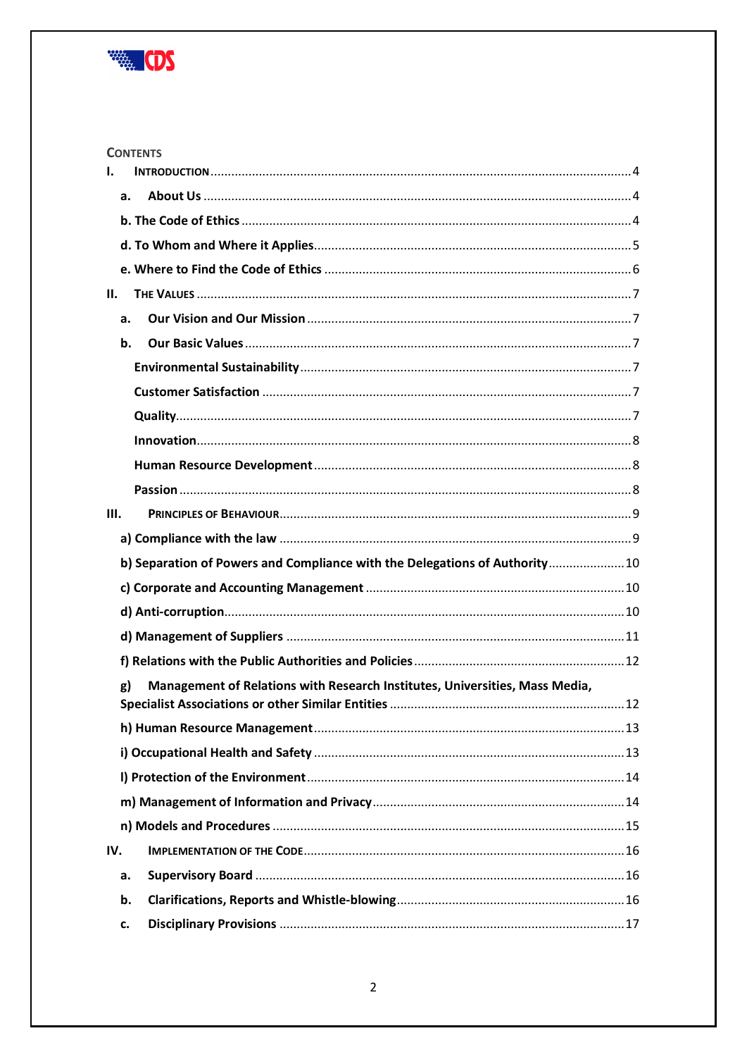## CONTENTS

I. INTRODUCTION ........ 4

- a. About Us ........ 4
- b. The Code of Ethics ........ 4
- d. To Whom and Where it Applies ........ 5
- e. Where to Find the Code of Ethics ........ 6

II. THE VALUES ........ 7

- a. Our Vision and Our Mission ........ 7
- b. Our Basic Values ........ 7
  - Environmental Sustainability ........ 7
  - Customer Satisfaction ........ 7
  - Quality ........ 7
  - Innovation ........ 8
  - Human Resource Development ........ 8
  - Passion ........ 8

III. PRINCIPLES OF BEHAVIOUR ........ 9

- a) Compliance with the law ........ 9
- b) Separation of Powers and Compliance with the Delegations of Authority ........ 10
- c) Corporate and Accounting Management ........ 10
- d) Anti-corruption ........ 10
- d) Management of Suppliers ........ 11
- f) Relations with the Public Authorities and Policies ........ 12
- g) Management of Relations with Research Institutes, Universities, Mass Media, Specialist Associations or other Similar Entities ........ 12
- h) Human Resource Management ........ 13
- i) Occupational Health and Safety ........ 13
- l) Protection of the Environment ........ 14
- m) Management of Information and Privacy ........ 14
- n) Models and Procedures ........ 15

IV. IMPLEMENTATION OF THE CODE ........ 16

- a. Supervisory Board ........ 16
- b. Clarifications, Reports and Whistle-blowing ........ 16
- c. Disciplinary Provisions ........ 17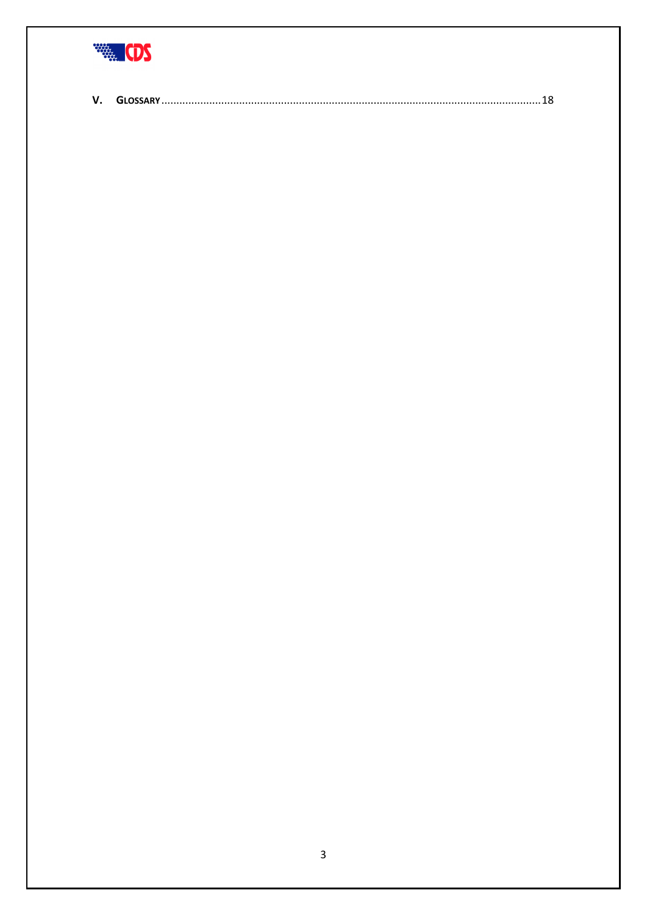V. GLOSSARY ... 18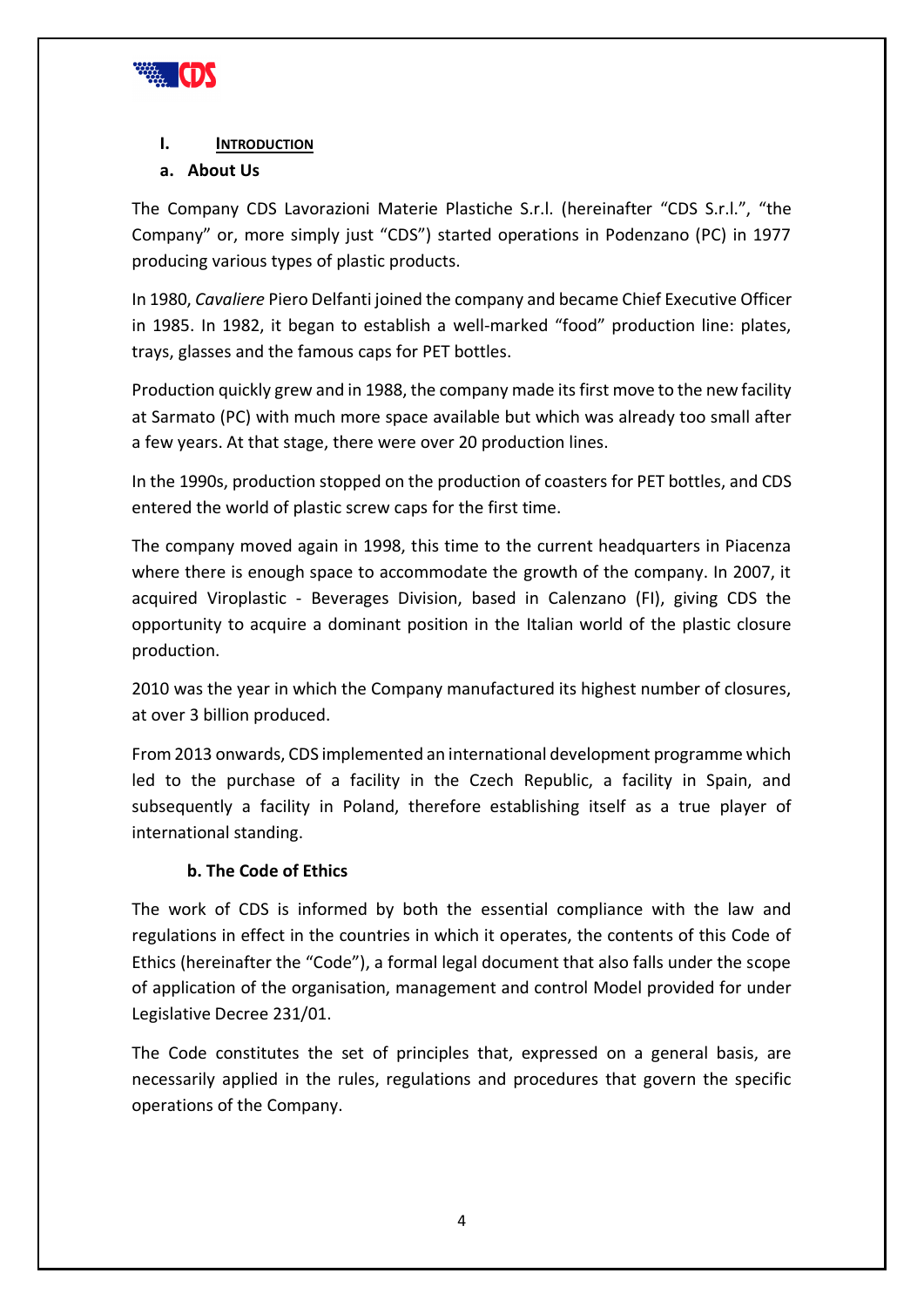# I. INTRODUCTION

## a. About Us

The Company CDS Lavorazioni Materie Plastiche S.r.l. (hereinafter "CDS S.r.l.", "the Company" or, more simply just "CDS") started operations in Podenzano (PC) in 1977 producing various types of plastic products.

In 1980, *Cavaliere* Piero Delfanti joined the company and became Chief Executive Officer in 1985. In 1982, it began to establish a well-marked "food" production line: plates, trays, glasses and the famous caps for PET bottles.

Production quickly grew and in 1988, the company made its first move to the new facility at Sarmato (PC) with much more space available but which was already too small after a few years. At that stage, there were over 20 production lines.

In the 1990s, production stopped on the production of coasters for PET bottles, and CDS entered the world of plastic screw caps for the first time.

The company moved again in 1998, this time to the current headquarters in Piacenza where there is enough space to accommodate the growth of the company. In 2007, it acquired Viroplastic - Beverages Division, based in Calenzano (FI), giving CDS the opportunity to acquire a dominant position in the Italian world of the plastic closure production.

2010 was the year in which the Company manufactured its highest number of closures, at over 3 billion produced.

From 2013 onwards, CDS implemented an international development programme which led to the purchase of a facility in the Czech Republic, a facility in Spain, and subsequently a facility in Poland, therefore establishing itself as a true player of international standing.

## b. The Code of Ethics

The work of CDS is informed by both the essential compliance with the law and regulations in effect in the countries in which it operates, the contents of this Code of Ethics (hereinafter the "Code"), a formal legal document that also falls under the scope of application of the organisation, management and control Model provided for under Legislative Decree 231/01.

The Code constitutes the set of principles that, expressed on a general basis, are necessarily applied in the rules, regulations and procedures that govern the specific operations of the Company.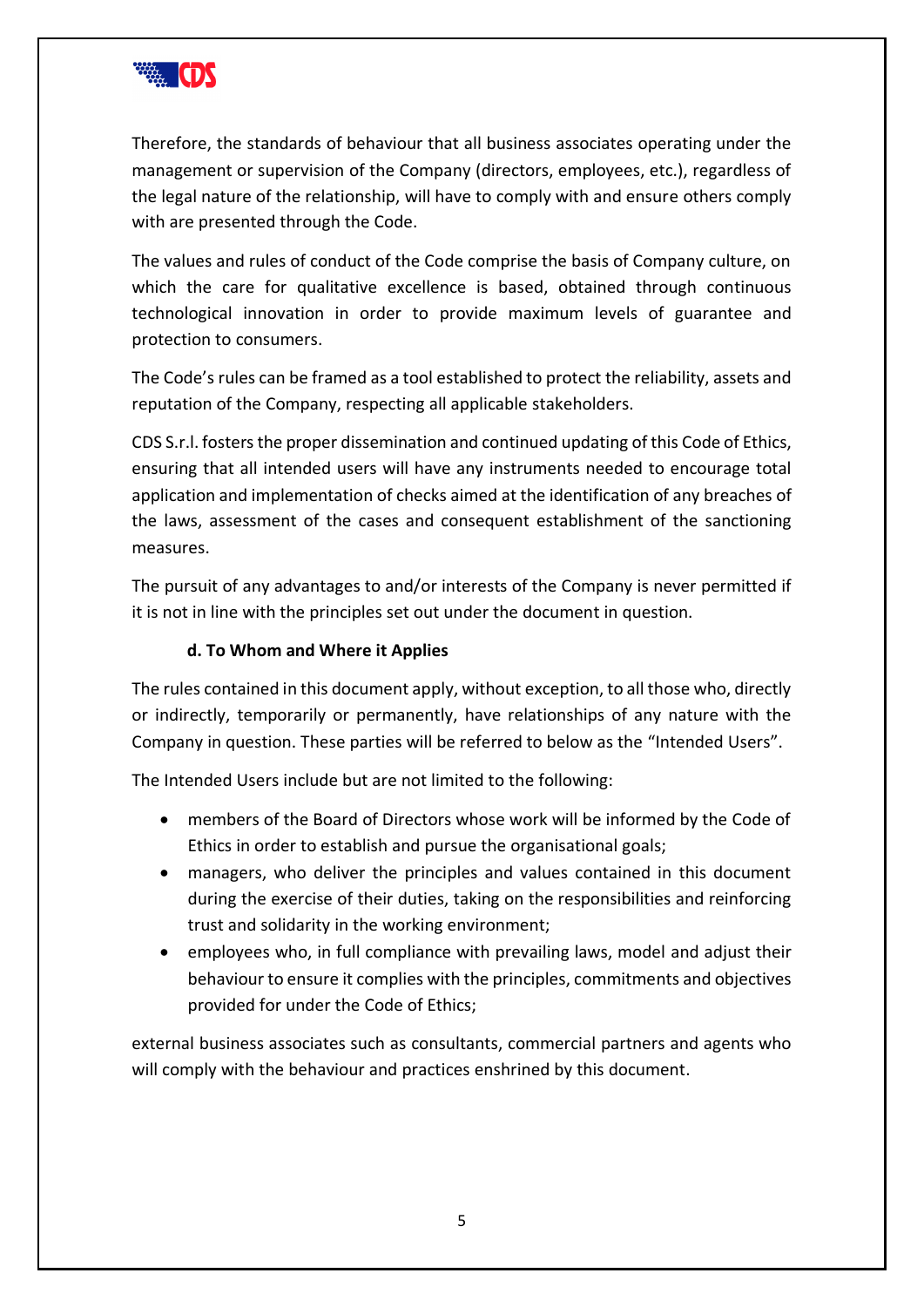Therefore, the standards of behaviour that all business associates operating under the management or supervision of the Company (directors, employees, etc.), regardless of the legal nature of the relationship, will have to comply with and ensure others comply with are presented through the Code.

The values and rules of conduct of the Code comprise the basis of Company culture, on which the care for qualitative excellence is based, obtained through continuous technological innovation in order to provide maximum levels of guarantee and protection to consumers.

The Code's rules can be framed as a tool established to protect the reliability, assets and reputation of the Company, respecting all applicable stakeholders.

CDS S.r.l. fosters the proper dissemination and continued updating of this Code of Ethics, ensuring that all intended users will have any instruments needed to encourage total application and implementation of checks aimed at the identification of any breaches of the laws, assessment of the cases and consequent establishment of the sanctioning measures.

The pursuit of any advantages to and/or interests of the Company is never permitted if it is not in line with the principles set out under the document in question.

### d. To Whom and Where it Applies

The rules contained in this document apply, without exception, to all those who, directly or indirectly, temporarily or permanently, have relationships of any nature with the Company in question. These parties will be referred to below as the "Intended Users".

The Intended Users include but are not limited to the following:

- members of the Board of Directors whose work will be informed by the Code of Ethics in order to establish and pursue the organisational goals;
- managers, who deliver the principles and values contained in this document during the exercise of their duties, taking on the responsibilities and reinforcing trust and solidarity in the working environment;
- employees who, in full compliance with prevailing laws, model and adjust their behaviour to ensure it complies with the principles, commitments and objectives provided for under the Code of Ethics;

external business associates such as consultants, commercial partners and agents who will comply with the behaviour and practices enshrined by this document.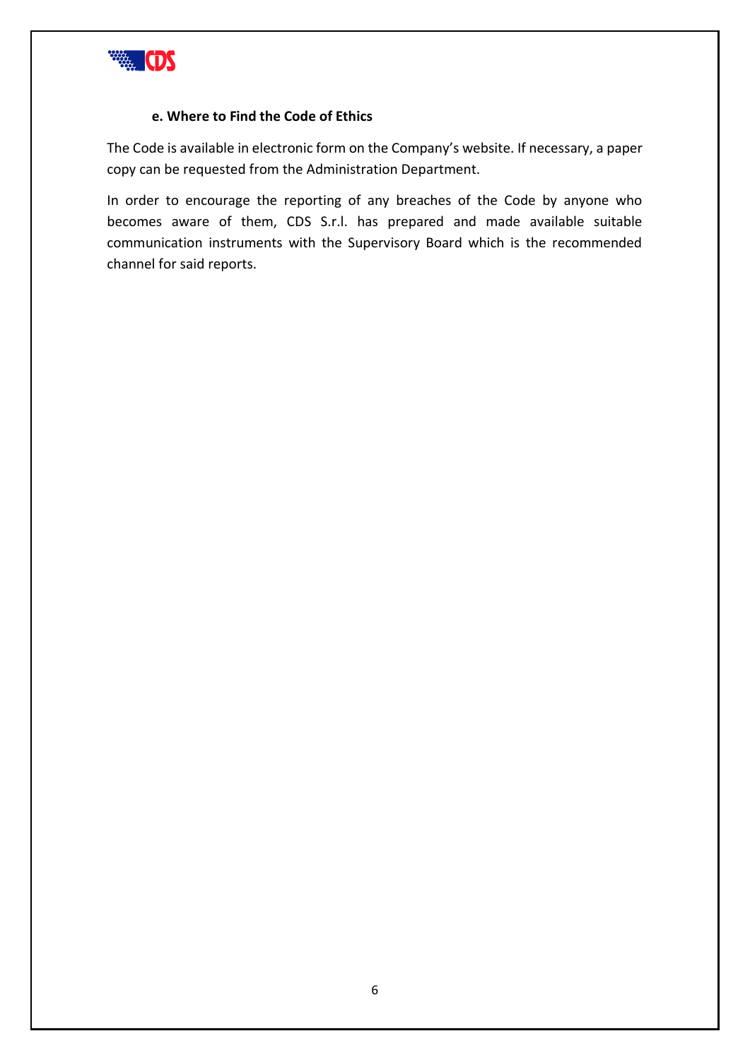### e. Where to Find the Code of Ethics

The Code is available in electronic form on the Company's website. If necessary, a paper copy can be requested from the Administration Department.

In order to encourage the reporting of any breaches of the Code by anyone who becomes aware of them, CDS S.r.l. has prepared and made available suitable communication instruments with the Supervisory Board which is the recommended channel for said reports.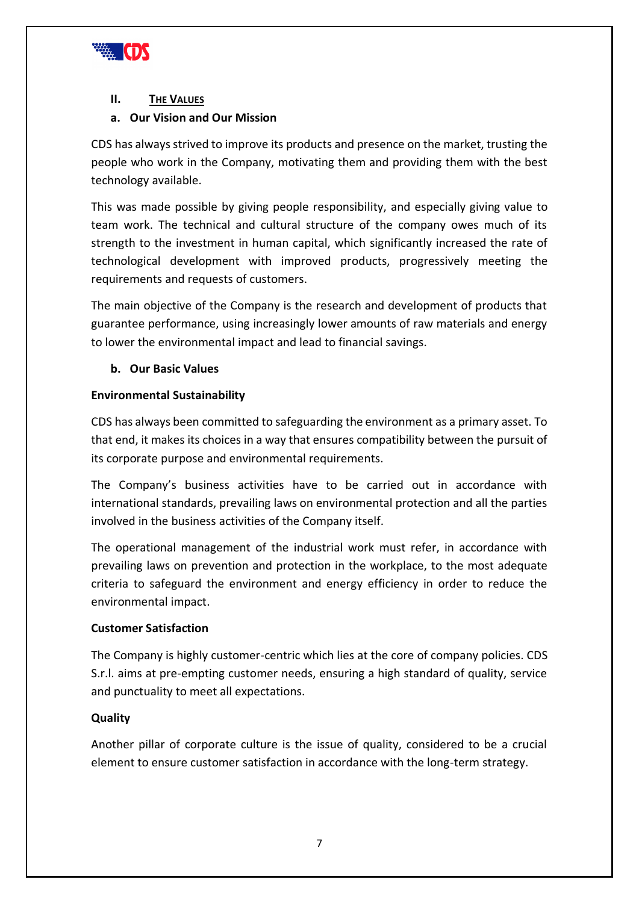## II. THE VALUES

### a. Our Vision and Our Mission

CDS has always strived to improve its products and presence on the market, trusting the people who work in the Company, motivating them and providing them with the best technology available.

This was made possible by giving people responsibility, and especially giving value to team work. The technical and cultural structure of the company owes much of its strength to the investment in human capital, which significantly increased the rate of technological development with improved products, progressively meeting the requirements and requests of customers.

The main objective of the Company is the research and development of products that guarantee performance, using increasingly lower amounts of raw materials and energy to lower the environmental impact and lead to financial savings.

### b. Our Basic Values

**Environmental Sustainability**

CDS has always been committed to safeguarding the environment as a primary asset. To that end, it makes its choices in a way that ensures compatibility between the pursuit of its corporate purpose and environmental requirements.

The Company's business activities have to be carried out in accordance with international standards, prevailing laws on environmental protection and all the parties involved in the business activities of the Company itself.

The operational management of the industrial work must refer, in accordance with prevailing laws on prevention and protection in the workplace, to the most adequate criteria to safeguard the environment and energy efficiency in order to reduce the environmental impact.

**Customer Satisfaction**

The Company is highly customer-centric which lies at the core of company policies. CDS S.r.l. aims at pre-empting customer needs, ensuring a high standard of quality, service and punctuality to meet all expectations.

**Quality**

Another pillar of corporate culture is the issue of quality, considered to be a crucial element to ensure customer satisfaction in accordance with the long-term strategy.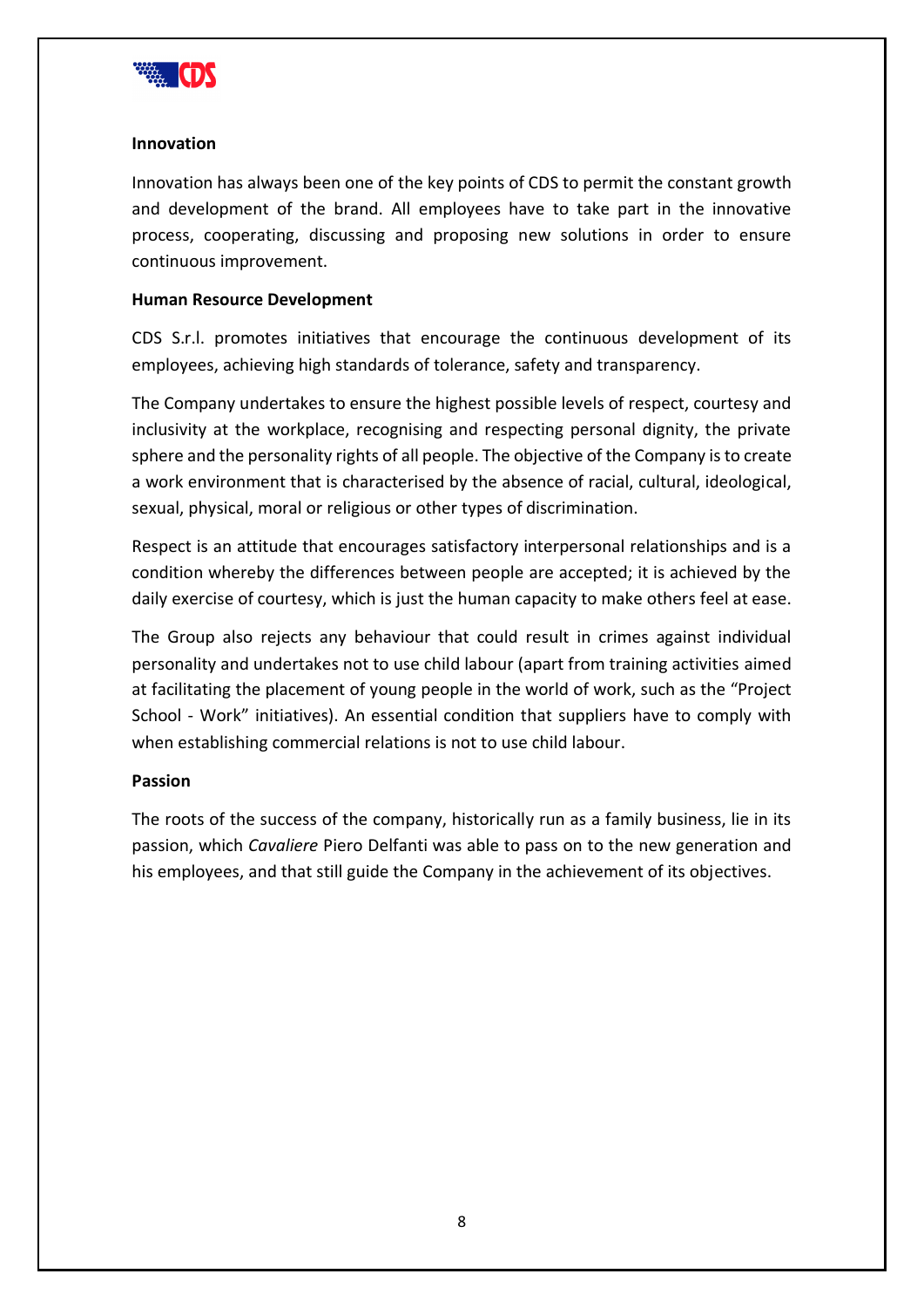**Innovation**

Innovation has always been one of the key points of CDS to permit the constant growth and development of the brand. All employees have to take part in the innovative process, cooperating, discussing and proposing new solutions in order to ensure continuous improvement.

**Human Resource Development**

CDS S.r.l. promotes initiatives that encourage the continuous development of its employees, achieving high standards of tolerance, safety and transparency.

The Company undertakes to ensure the highest possible levels of respect, courtesy and inclusivity at the workplace, recognising and respecting personal dignity, the private sphere and the personality rights of all people. The objective of the Company is to create a work environment that is characterised by the absence of racial, cultural, ideological, sexual, physical, moral or religious or other types of discrimination.

Respect is an attitude that encourages satisfactory interpersonal relationships and is a condition whereby the differences between people are accepted; it is achieved by the daily exercise of courtesy, which is just the human capacity to make others feel at ease.

The Group also rejects any behaviour that could result in crimes against individual personality and undertakes not to use child labour (apart from training activities aimed at facilitating the placement of young people in the world of work, such as the "Project School - Work" initiatives). An essential condition that suppliers have to comply with when establishing commercial relations is not to use child labour.

**Passion**

The roots of the success of the company, historically run as a family business, lie in its passion, which *Cavaliere* Piero Delfanti was able to pass on to the new generation and his employees, and that still guide the Company in the achievement of its objectives.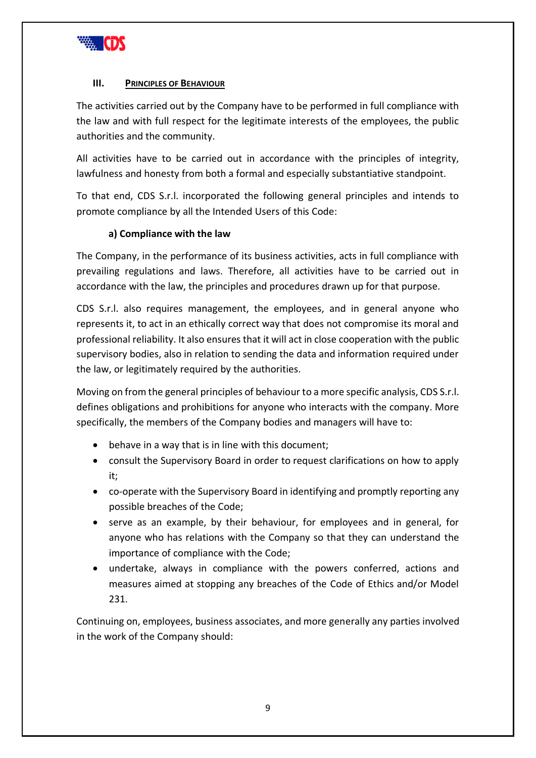## III. PRINCIPLES OF BEHAVIOUR

The activities carried out by the Company have to be performed in full compliance with the law and with full respect for the legitimate interests of the employees, the public authorities and the community.

All activities have to be carried out in accordance with the principles of integrity, lawfulness and honesty from both a formal and especially substantiative standpoint.

To that end, CDS S.r.l. incorporated the following general principles and intends to promote compliance by all the Intended Users of this Code:

### a) Compliance with the law

The Company, in the performance of its business activities, acts in full compliance with prevailing regulations and laws. Therefore, all activities have to be carried out in accordance with the law, the principles and procedures drawn up for that purpose.

CDS S.r.l. also requires management, the employees, and in general anyone who represents it, to act in an ethically correct way that does not compromise its moral and professional reliability. It also ensures that it will act in close cooperation with the public supervisory bodies, also in relation to sending the data and information required under the law, or legitimately required by the authorities.

Moving on from the general principles of behaviour to a more specific analysis, CDS S.r.l. defines obligations and prohibitions for anyone who interacts with the company. More specifically, the members of the Company bodies and managers will have to:

- behave in a way that is in line with this document;
- consult the Supervisory Board in order to request clarifications on how to apply it;
- co-operate with the Supervisory Board in identifying and promptly reporting any possible breaches of the Code;
- serve as an example, by their behaviour, for employees and in general, for anyone who has relations with the Company so that they can understand the importance of compliance with the Code;
- undertake, always in compliance with the powers conferred, actions and measures aimed at stopping any breaches of the Code of Ethics and/or Model 231.

Continuing on, employees, business associates, and more generally any parties involved in the work of the Company should: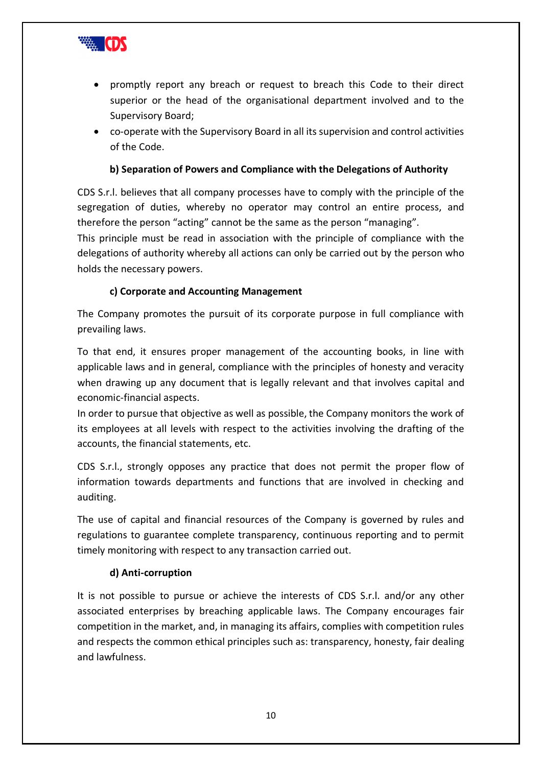- promptly report any breach or request to breach this Code to their direct superior or the head of the organisational department involved and to the Supervisory Board;
- co-operate with the Supervisory Board in all its supervision and control activities of the Code.

**b) Separation of Powers and Compliance with the Delegations of Authority**

CDS S.r.l. believes that all company processes have to comply with the principle of the segregation of duties, whereby no operator may control an entire process, and therefore the person "acting" cannot be the same as the person "managing".
This principle must be read in association with the principle of compliance with the delegations of authority whereby all actions can only be carried out by the person who holds the necessary powers.

**c) Corporate and Accounting Management**

The Company promotes the pursuit of its corporate purpose in full compliance with prevailing laws.

To that end, it ensures proper management of the accounting books, in line with applicable laws and in general, compliance with the principles of honesty and veracity when drawing up any document that is legally relevant and that involves capital and economic-financial aspects.
In order to pursue that objective as well as possible, the Company monitors the work of its employees at all levels with respect to the activities involving the drafting of the accounts, the financial statements, etc.

CDS S.r.l., strongly opposes any practice that does not permit the proper flow of information towards departments and functions that are involved in checking and auditing.

The use of capital and financial resources of the Company is governed by rules and regulations to guarantee complete transparency, continuous reporting and to permit timely monitoring with respect to any transaction carried out.

**d) Anti-corruption**

It is not possible to pursue or achieve the interests of CDS S.r.l. and/or any other associated enterprises by breaching applicable laws. The Company encourages fair competition in the market, and, in managing its affairs, complies with competition rules and respects the common ethical principles such as: transparency, honesty, fair dealing and lawfulness.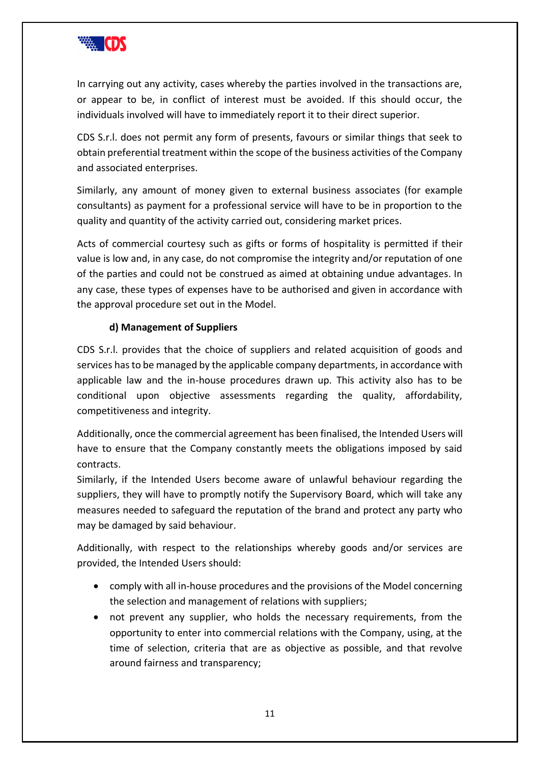In carrying out any activity, cases whereby the parties involved in the transactions are, or appear to be, in conflict of interest must be avoided. If this should occur, the individuals involved will have to immediately report it to their direct superior.

CDS S.r.l. does not permit any form of presents, favours or similar things that seek to obtain preferential treatment within the scope of the business activities of the Company and associated enterprises.

Similarly, any amount of money given to external business associates (for example consultants) as payment for a professional service will have to be in proportion to the quality and quantity of the activity carried out, considering market prices.

Acts of commercial courtesy such as gifts or forms of hospitality is permitted if their value is low and, in any case, do not compromise the integrity and/or reputation of one of the parties and could not be construed as aimed at obtaining undue advantages. In any case, these types of expenses have to be authorised and given in accordance with the approval procedure set out in the Model.

**d) Management of Suppliers**

CDS S.r.l. provides that the choice of suppliers and related acquisition of goods and services has to be managed by the applicable company departments, in accordance with applicable law and the in-house procedures drawn up. This activity also has to be conditional upon objective assessments regarding the quality, affordability, competitiveness and integrity.

Additionally, once the commercial agreement has been finalised, the Intended Users will have to ensure that the Company constantly meets the obligations imposed by said contracts.

Similarly, if the Intended Users become aware of unlawful behaviour regarding the suppliers, they will have to promptly notify the Supervisory Board, which will take any measures needed to safeguard the reputation of the brand and protect any party who may be damaged by said behaviour.

Additionally, with respect to the relationships whereby goods and/or services are provided, the Intended Users should:

- comply with all in-house procedures and the provisions of the Model concerning the selection and management of relations with suppliers;
- not prevent any supplier, who holds the necessary requirements, from the opportunity to enter into commercial relations with the Company, using, at the time of selection, criteria that are as objective as possible, and that revolve around fairness and transparency;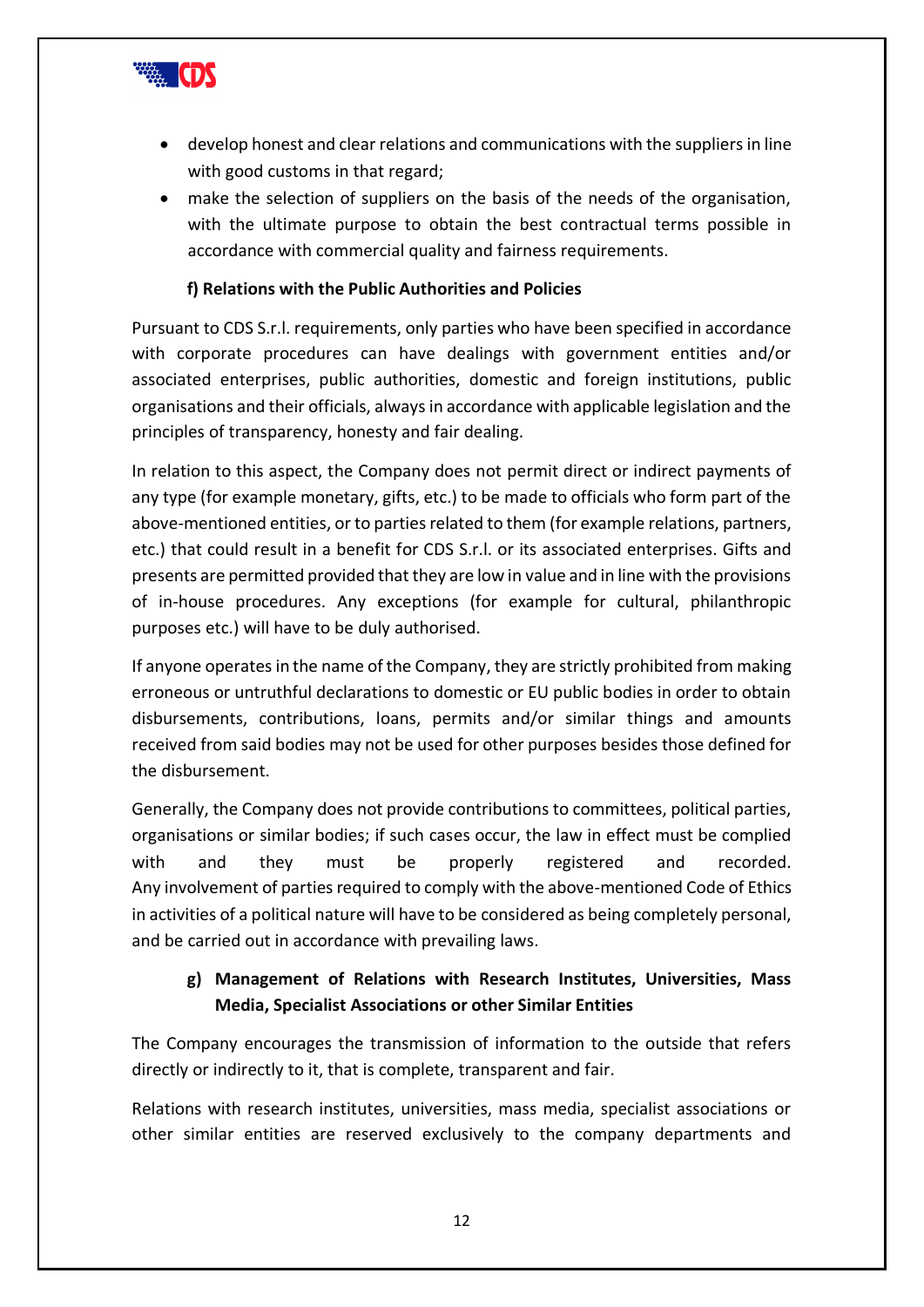- develop honest and clear relations and communications with the suppliers in line with good customs in that regard;
- make the selection of suppliers on the basis of the needs of the organisation, with the ultimate purpose to obtain the best contractual terms possible in accordance with commercial quality and fairness requirements.

#### f) Relations with the Public Authorities and Policies

Pursuant to CDS S.r.l. requirements, only parties who have been specified in accordance with corporate procedures can have dealings with government entities and/or associated enterprises, public authorities, domestic and foreign institutions, public organisations and their officials, always in accordance with applicable legislation and the principles of transparency, honesty and fair dealing.

In relation to this aspect, the Company does not permit direct or indirect payments of any type (for example monetary, gifts, etc.) to be made to officials who form part of the above-mentioned entities, or to parties related to them (for example relations, partners, etc.) that could result in a benefit for CDS S.r.l. or its associated enterprises. Gifts and presents are permitted provided that they are low in value and in line with the provisions of in-house procedures. Any exceptions (for example for cultural, philanthropic purposes etc.) will have to be duly authorised.

If anyone operates in the name of the Company, they are strictly prohibited from making erroneous or untruthful declarations to domestic or EU public bodies in order to obtain disbursements, contributions, loans, permits and/or similar things and amounts received from said bodies may not be used for other purposes besides those defined for the disbursement.

Generally, the Company does not provide contributions to committees, political parties, organisations or similar bodies; if such cases occur, the law in effect must be complied with and they must be properly registered and recorded. Any involvement of parties required to comply with the above-mentioned Code of Ethics in activities of a political nature will have to be considered as being completely personal, and be carried out in accordance with prevailing laws.

#### g) Management of Relations with Research Institutes, Universities, Mass Media, Specialist Associations or other Similar Entities

The Company encourages the transmission of information to the outside that refers directly or indirectly to it, that is complete, transparent and fair.

Relations with research institutes, universities, mass media, specialist associations or other similar entities are reserved exclusively to the company departments and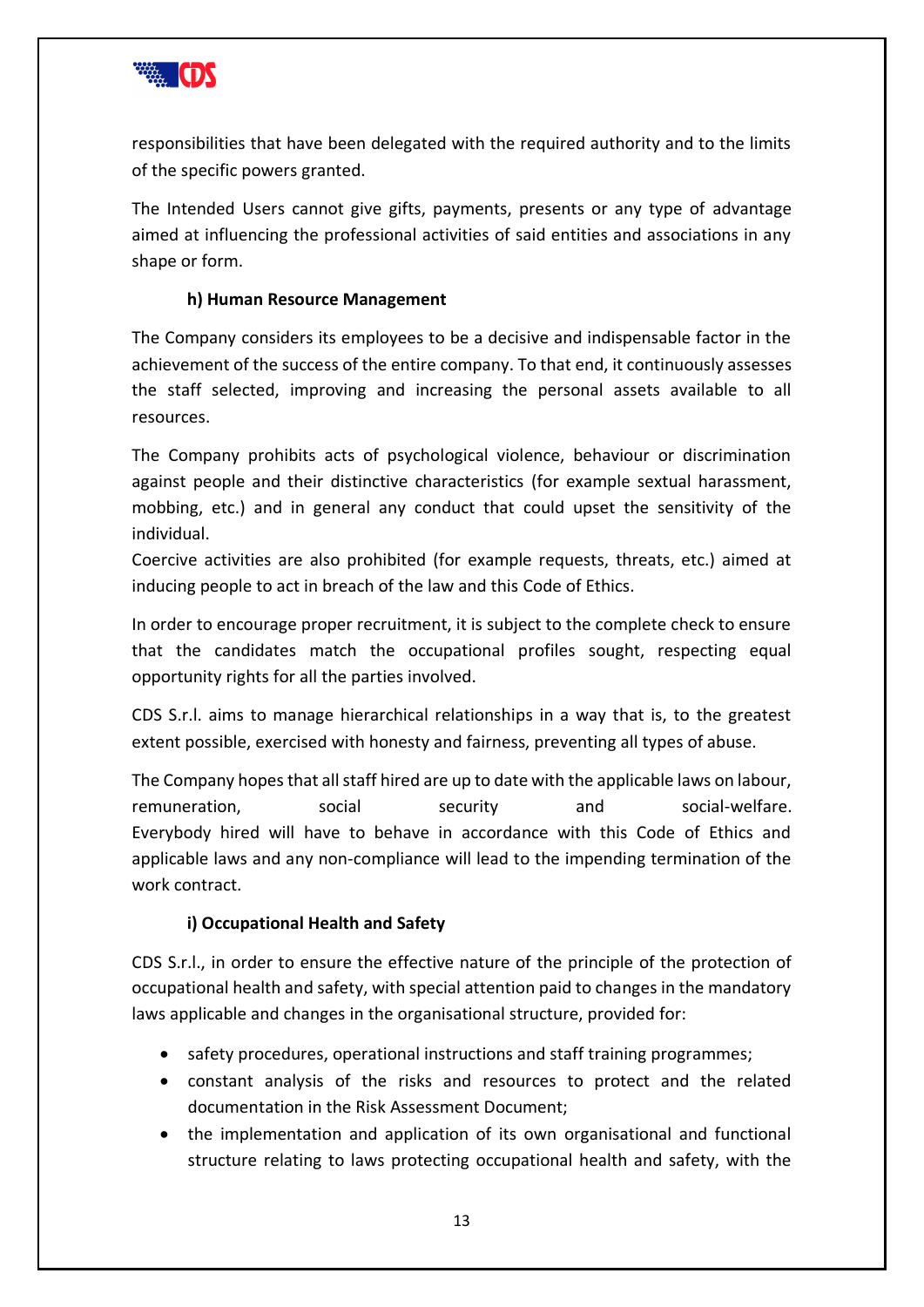responsibilities that have been delegated with the required authority and to the limits of the specific powers granted.

The Intended Users cannot give gifts, payments, presents or any type of advantage aimed at influencing the professional activities of said entities and associations in any shape or form.

#### h) Human Resource Management

The Company considers its employees to be a decisive and indispensable factor in the achievement of the success of the entire company. To that end, it continuously assesses the staff selected, improving and increasing the personal assets available to all resources.

The Company prohibits acts of psychological violence, behaviour or discrimination against people and their distinctive characteristics (for example sextual harassment, mobbing, etc.) and in general any conduct that could upset the sensitivity of the individual.
Coercive activities are also prohibited (for example requests, threats, etc.) aimed at inducing people to act in breach of the law and this Code of Ethics.

In order to encourage proper recruitment, it is subject to the complete check to ensure that the candidates match the occupational profiles sought, respecting equal opportunity rights for all the parties involved.

CDS S.r.l. aims to manage hierarchical relationships in a way that is, to the greatest extent possible, exercised with honesty and fairness, preventing all types of abuse.

The Company hopes that all staff hired are up to date with the applicable laws on labour, remuneration, social security and social-welfare.
Everybody hired will have to behave in accordance with this Code of Ethics and applicable laws and any non-compliance will lead to the impending termination of the work contract.

#### i) Occupational Health and Safety

CDS S.r.l., in order to ensure the effective nature of the principle of the protection of occupational health and safety, with special attention paid to changes in the mandatory laws applicable and changes in the organisational structure, provided for:

- safety procedures, operational instructions and staff training programmes;
- constant analysis of the risks and resources to protect and the related documentation in the Risk Assessment Document;
- the implementation and application of its own organisational and functional structure relating to laws protecting occupational health and safety, with the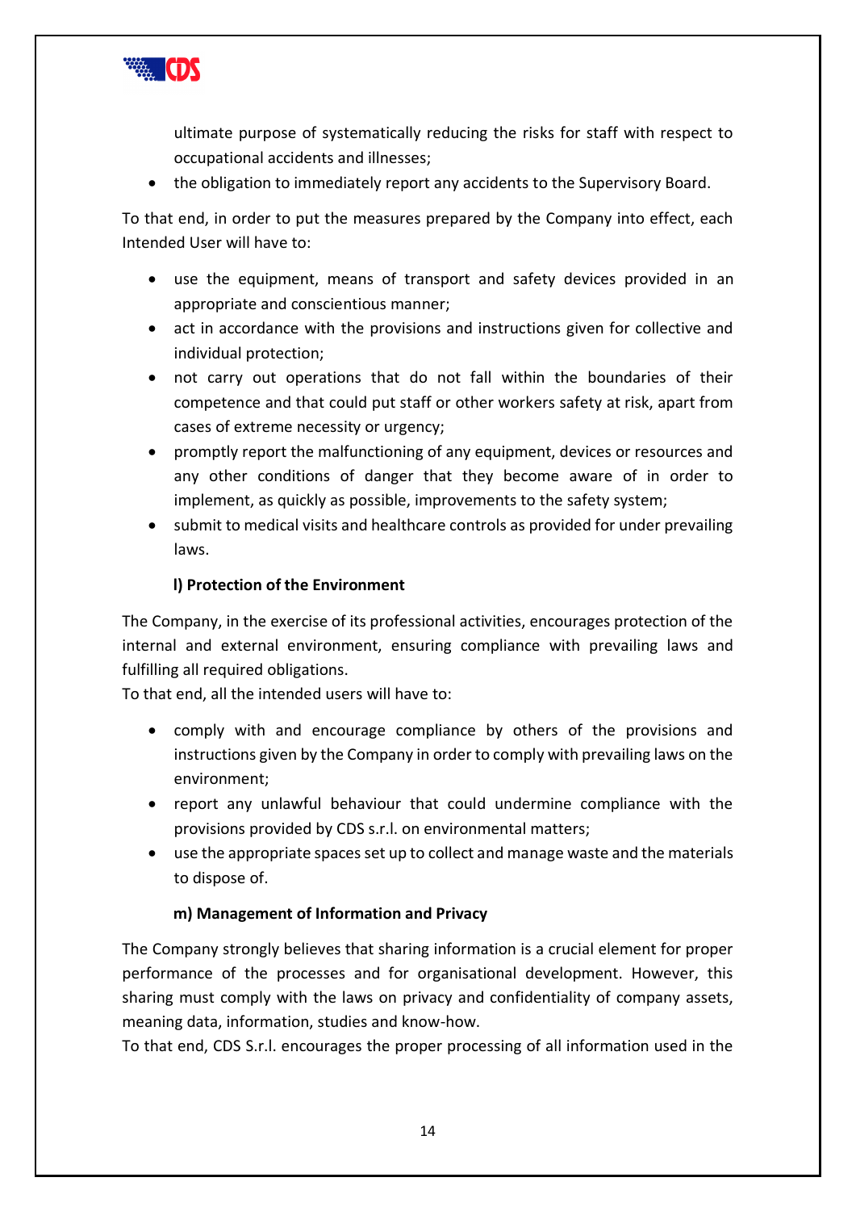ultimate purpose of systematically reducing the risks for staff with respect to occupational accidents and illnesses;

- the obligation to immediately report any accidents to the Supervisory Board.

To that end, in order to put the measures prepared by the Company into effect, each Intended User will have to:

- use the equipment, means of transport and safety devices provided in an appropriate and conscientious manner;
- act in accordance with the provisions and instructions given for collective and individual protection;
- not carry out operations that do not fall within the boundaries of their competence and that could put staff or other workers safety at risk, apart from cases of extreme necessity or urgency;
- promptly report the malfunctioning of any equipment, devices or resources and any other conditions of danger that they become aware of in order to implement, as quickly as possible, improvements to the safety system;
- submit to medical visits and healthcare controls as provided for under prevailing laws.

**l) Protection of the Environment**

The Company, in the exercise of its professional activities, encourages protection of the internal and external environment, ensuring compliance with prevailing laws and fulfilling all required obligations.
To that end, all the intended users will have to:

- comply with and encourage compliance by others of the provisions and instructions given by the Company in order to comply with prevailing laws on the environment;
- report any unlawful behaviour that could undermine compliance with the provisions provided by CDS s.r.l. on environmental matters;
- use the appropriate spaces set up to collect and manage waste and the materials to dispose of.

**m) Management of Information and Privacy**

The Company strongly believes that sharing information is a crucial element for proper performance of the processes and for organisational development. However, this sharing must comply with the laws on privacy and confidentiality of company assets, meaning data, information, studies and know-how.
To that end, CDS S.r.l. encourages the proper processing of all information used in the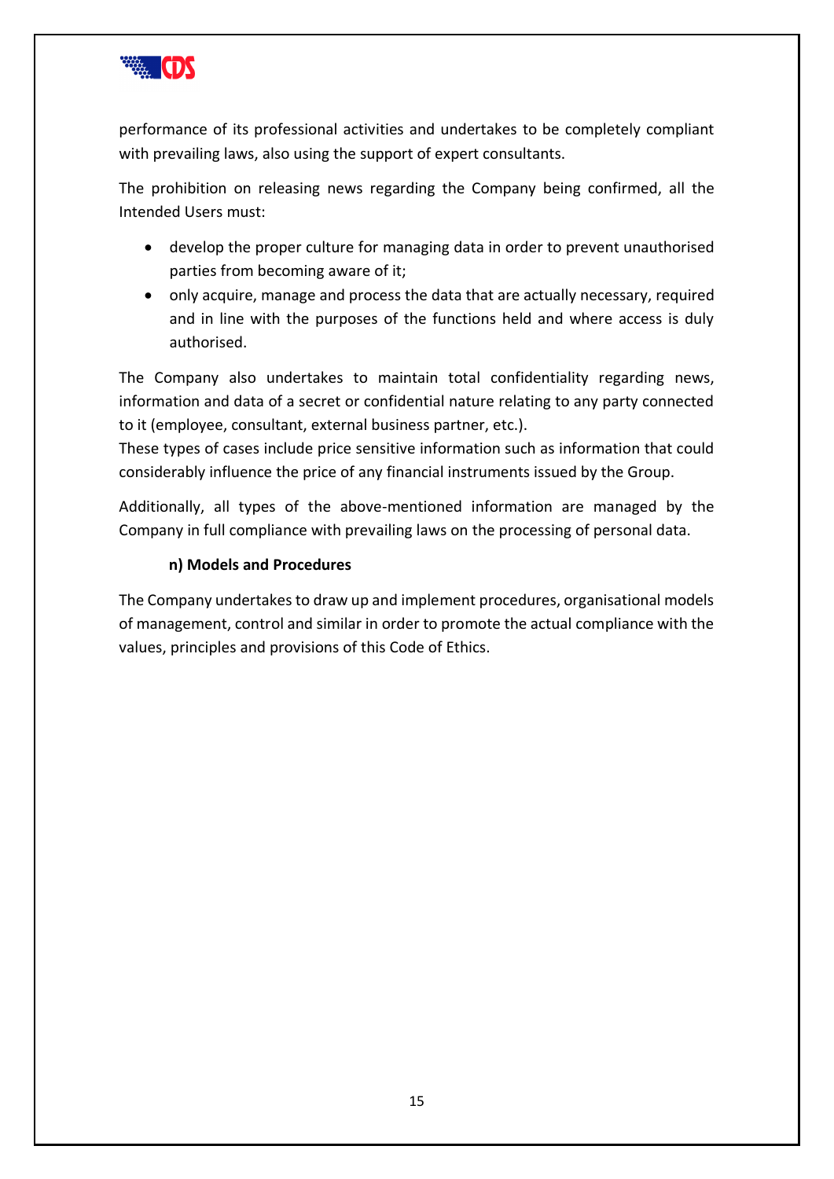performance of its professional activities and undertakes to be completely compliant with prevailing laws, also using the support of expert consultants.

The prohibition on releasing news regarding the Company being confirmed, all the Intended Users must:

- develop the proper culture for managing data in order to prevent unauthorised parties from becoming aware of it;
- only acquire, manage and process the data that are actually necessary, required and in line with the purposes of the functions held and where access is duly authorised.

The Company also undertakes to maintain total confidentiality regarding news, information and data of a secret or confidential nature relating to any party connected to it (employee, consultant, external business partner, etc.).
These types of cases include price sensitive information such as information that could considerably influence the price of any financial instruments issued by the Group.

Additionally, all types of the above-mentioned information are managed by the Company in full compliance with prevailing laws on the processing of personal data.

**n) Models and Procedures**

The Company undertakes to draw up and implement procedures, organisational models of management, control and similar in order to promote the actual compliance with the values, principles and provisions of this Code of Ethics.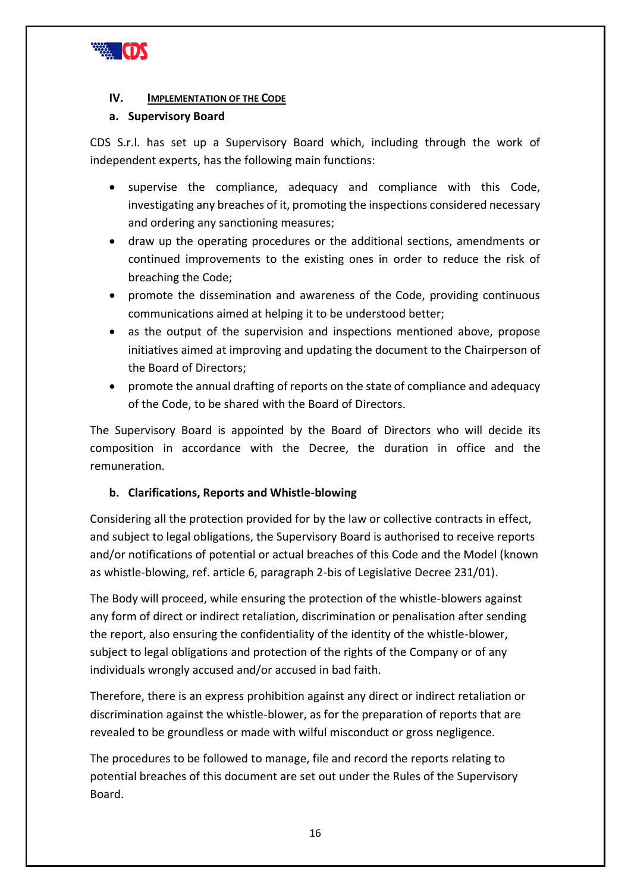## IV. IMPLEMENTATION OF THE CODE

### a. Supervisory Board

CDS S.r.l. has set up a Supervisory Board which, including through the work of independent experts, has the following main functions:

- supervise the compliance, adequacy and compliance with this Code, investigating any breaches of it, promoting the inspections considered necessary and ordering any sanctioning measures;
- draw up the operating procedures or the additional sections, amendments or continued improvements to the existing ones in order to reduce the risk of breaching the Code;
- promote the dissemination and awareness of the Code, providing continuous communications aimed at helping it to be understood better;
- as the output of the supervision and inspections mentioned above, propose initiatives aimed at improving and updating the document to the Chairperson of the Board of Directors;
- promote the annual drafting of reports on the state of compliance and adequacy of the Code, to be shared with the Board of Directors.

The Supervisory Board is appointed by the Board of Directors who will decide its composition in accordance with the Decree, the duration in office and the remuneration.

### b. Clarifications, Reports and Whistle-blowing

Considering all the protection provided for by the law or collective contracts in effect, and subject to legal obligations, the Supervisory Board is authorised to receive reports and/or notifications of potential or actual breaches of this Code and the Model (known as whistle-blowing, ref. article 6, paragraph 2-bis of Legislative Decree 231/01).

The Body will proceed, while ensuring the protection of the whistle-blowers against any form of direct or indirect retaliation, discrimination or penalisation after sending the report, also ensuring the confidentiality of the identity of the whistle-blower, subject to legal obligations and protection of the rights of the Company or of any individuals wrongly accused and/or accused in bad faith.

Therefore, there is an express prohibition against any direct or indirect retaliation or discrimination against the whistle-blower, as for the preparation of reports that are revealed to be groundless or made with wilful misconduct or gross negligence.

The procedures to be followed to manage, file and record the reports relating to potential breaches of this document are set out under the Rules of the Supervisory Board.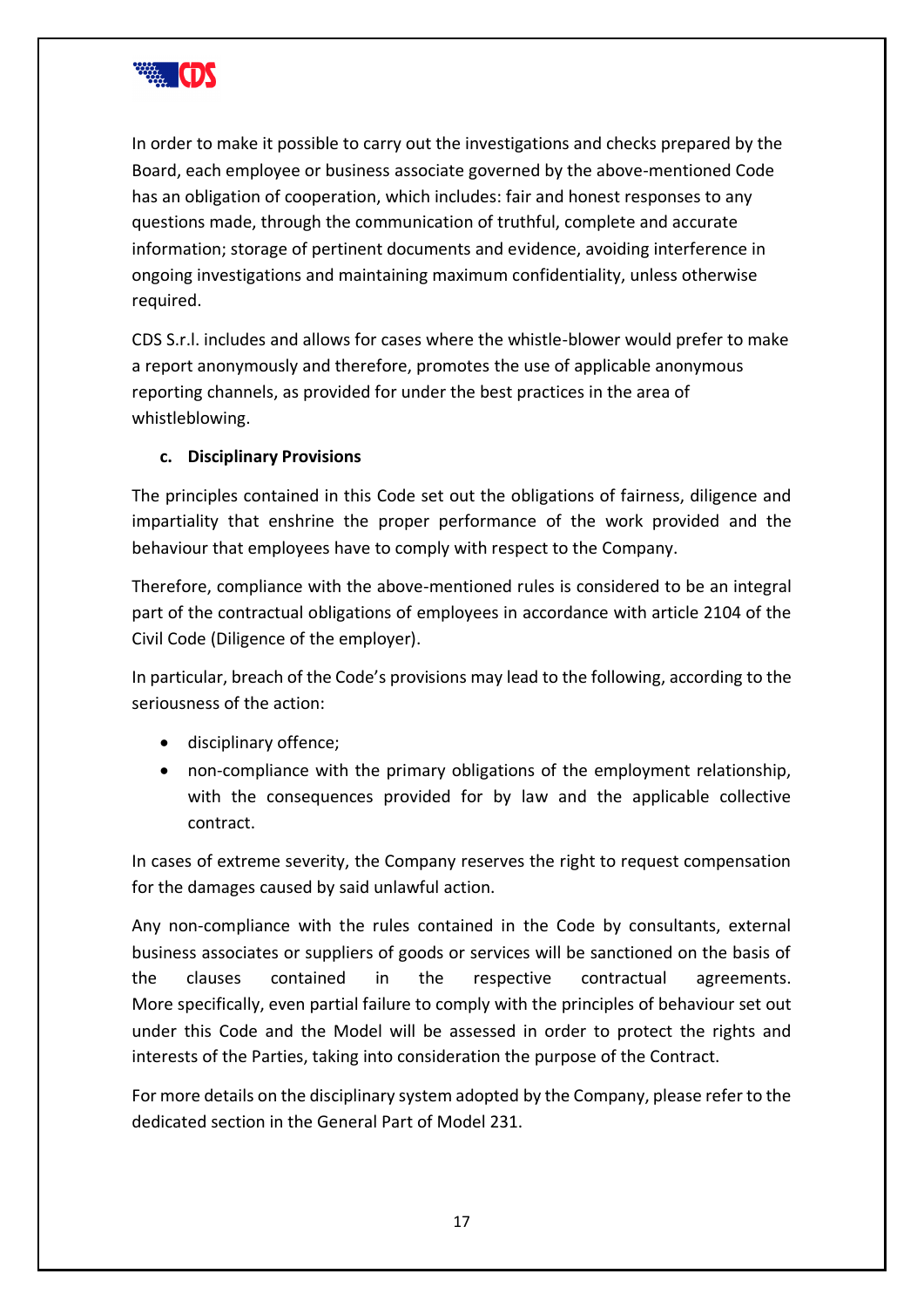In order to make it possible to carry out the investigations and checks prepared by the Board, each employee or business associate governed by the above-mentioned Code has an obligation of cooperation, which includes: fair and honest responses to any questions made, through the communication of truthful, complete and accurate information; storage of pertinent documents and evidence, avoiding interference in ongoing investigations and maintaining maximum confidentiality, unless otherwise required.

CDS S.r.l. includes and allows for cases where the whistle-blower would prefer to make a report anonymously and therefore, promotes the use of applicable anonymous reporting channels, as provided for under the best practices in the area of whistleblowing.

**c. Disciplinary Provisions**

The principles contained in this Code set out the obligations of fairness, diligence and impartiality that enshrine the proper performance of the work provided and the behaviour that employees have to comply with respect to the Company.

Therefore, compliance with the above-mentioned rules is considered to be an integral part of the contractual obligations of employees in accordance with article 2104 of the Civil Code (Diligence of the employer).

In particular, breach of the Code's provisions may lead to the following, according to the seriousness of the action:

- disciplinary offence;
- non-compliance with the primary obligations of the employment relationship, with the consequences provided for by law and the applicable collective contract.

In cases of extreme severity, the Company reserves the right to request compensation for the damages caused by said unlawful action.

Any non-compliance with the rules contained in the Code by consultants, external business associates or suppliers of goods or services will be sanctioned on the basis of the clauses contained in the respective contractual agreements. More specifically, even partial failure to comply with the principles of behaviour set out under this Code and the Model will be assessed in order to protect the rights and interests of the Parties, taking into consideration the purpose of the Contract.

For more details on the disciplinary system adopted by the Company, please refer to the dedicated section in the General Part of Model 231.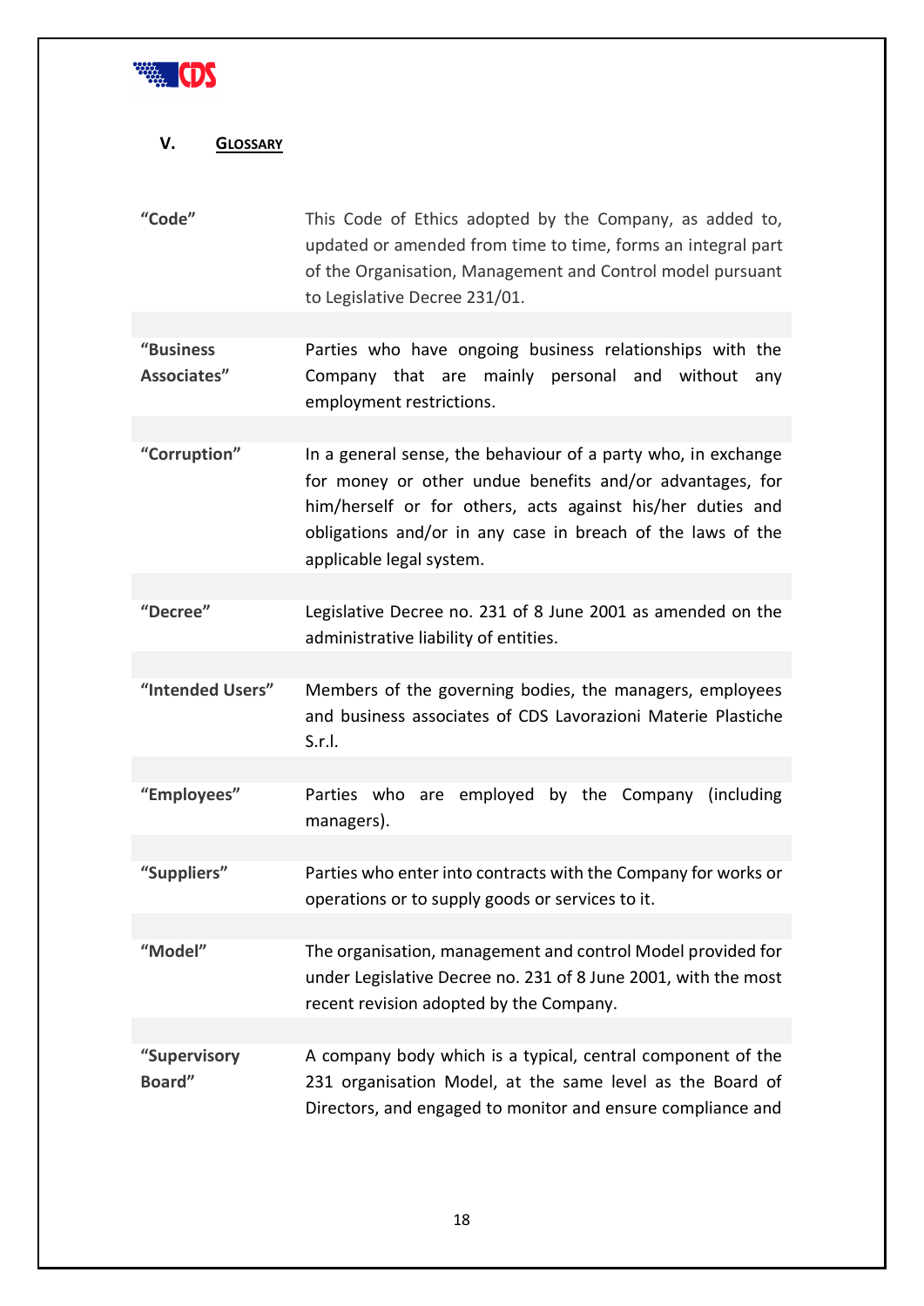## V. GLOSSARY

| | |
|---|---|
| **"Code"** | This Code of Ethics adopted by the Company, as added to, updated or amended from time to time, forms an integral part of the Organisation, Management and Control model pursuant to Legislative Decree 231/01. |
| **"Business Associates"** | Parties who have ongoing business relationships with the Company that are mainly personal and without any employment restrictions. |
| **"Corruption"** | In a general sense, the behaviour of a party who, in exchange for money or other undue benefits and/or advantages, for him/herself or for others, acts against his/her duties and obligations and/or in any case in breach of the laws of the applicable legal system. |
| **"Decree"** | Legislative Decree no. 231 of 8 June 2001 as amended on the administrative liability of entities. |
| **"Intended Users"** | Members of the governing bodies, the managers, employees and business associates of CDS Lavorazioni Materie Plastiche S.r.l. |
| **"Employees"** | Parties who are employed by the Company (including managers). |
| **"Suppliers"** | Parties who enter into contracts with the Company for works or operations or to supply goods or services to it. |
| **"Model"** | The organisation, management and control Model provided for under Legislative Decree no. 231 of 8 June 2001, with the most recent revision adopted by the Company. |
| **"Supervisory Board"** | A company body which is a typical, central component of the 231 organisation Model, at the same level as the Board of Directors, and engaged to monitor and ensure compliance and |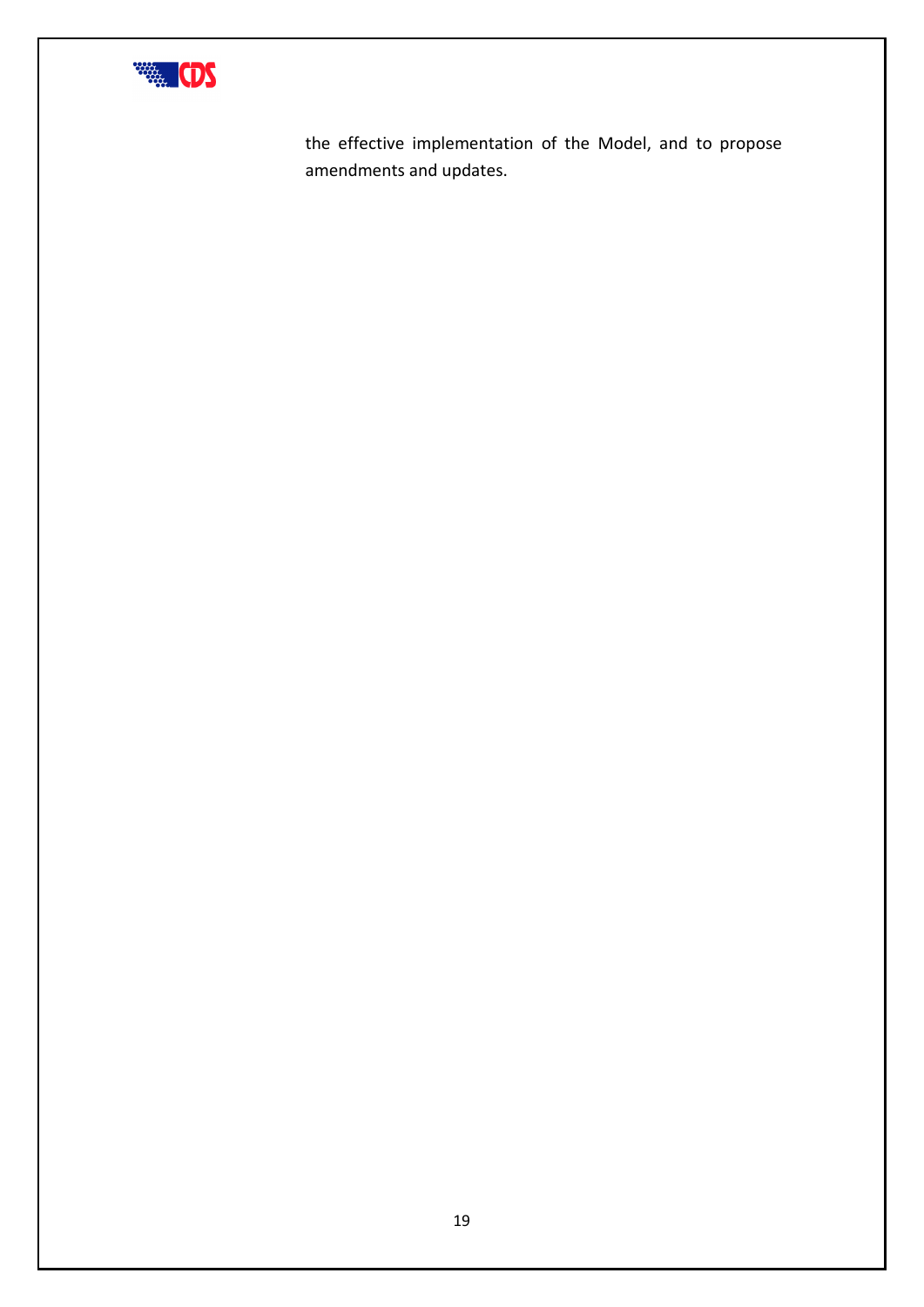the effective implementation of the Model, and to propose amendments and updates.